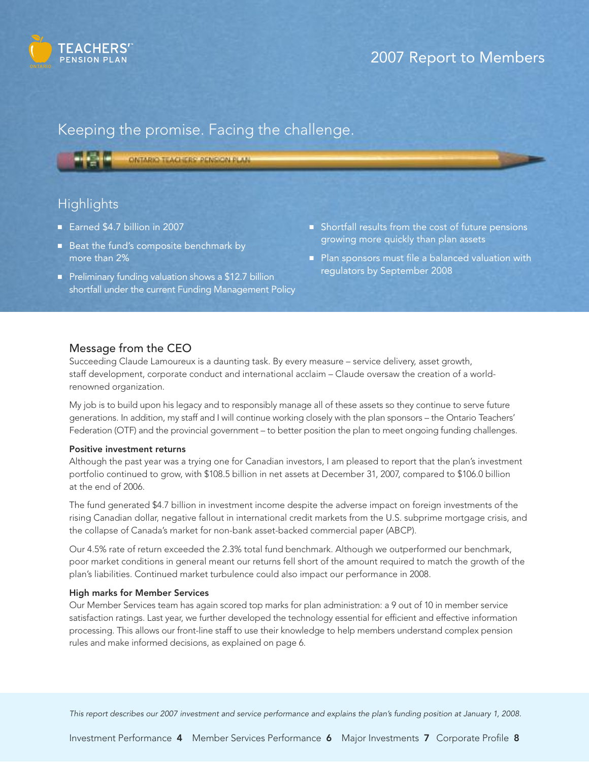TEACHERS' PENSION PLAN

# 2007 Report to Members

## Keeping the promise. Facing the challenge.

## Highlights

- Earned $4.7 billion in 2007
- Beat the fund's composite benchmark by more than 2%
- Preliminary funding valuation shows a $12.7 billion shortfall under the current Funding Management Policy
- Shortfall results from the cost of future pensions growing more quickly than plan assets
- Plan sponsors must file a balanced valuation with regulators by September 2008

## Message from the CEO

Succeeding Claude Lamoureux is a daunting task. By every measure – service delivery, asset growth, staff development, corporate conduct and international acclaim – Claude oversaw the creation of a world-renowned organization.

My job is to build upon his legacy and to responsibly manage all of these assets so they continue to serve future generations. In addition, my staff and I will continue working closely with the plan sponsors – the Ontario Teachers' Federation (OTF) and the provincial government – to better position the plan to meet ongoing funding challenges.

**Positive investment returns**

Although the past year was a trying one for Canadian investors, I am pleased to report that the plan's investment portfolio continued to grow, with $108.5 billion in net assets at December 31, 2007, compared to $106.0 billion at the end of 2006.

The fund generated $4.7 billion in investment income despite the adverse impact on foreign investments of the rising Canadian dollar, negative fallout in international credit markets from the U.S. subprime mortgage crisis, and the collapse of Canada's market for non-bank asset-backed commercial paper (ABCP).

Our 4.5% rate of return exceeded the 2.3% total fund benchmark. Although we outperformed our benchmark, poor market conditions in general meant our returns fell short of the amount required to match the growth of the plan's liabilities. Continued market turbulence could also impact our performance in 2008.

**High marks for Member Services**

Our Member Services team has again scored top marks for plan administration: a 9 out of 10 in member service satisfaction ratings. Last year, we further developed the technology essential for efficient and effective information processing. This allows our front-line staff to use their knowledge to help members understand complex pension rules and make informed decisions, as explained on page 6.

*This report describes our 2007 investment and service performance and explains the plan's funding position at January 1, 2008.*

Investment Performance **4** Member Services Performance **6** Major Investments **7** Corporate Profile **8**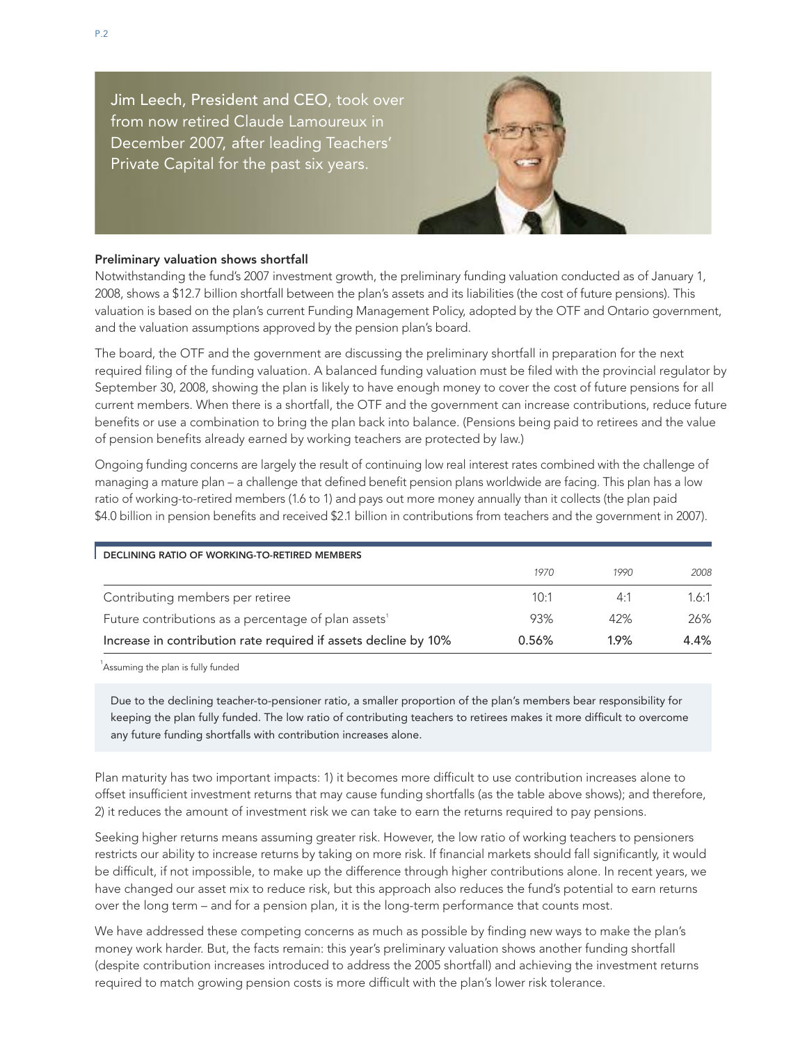Jim Leech, President and CEO, took over from now retired Claude Lamoureux in December 2007, after leading Teachers' Private Capital for the past six years.

### Preliminary valuation shows shortfall

Notwithstanding the fund's 2007 investment growth, the preliminary funding valuation conducted as of January 1, 2008, shows a $12.7 billion shortfall between the plan's assets and its liabilities (the cost of future pensions). This valuation is based on the plan's current Funding Management Policy, adopted by the OTF and Ontario government, and the valuation assumptions approved by the pension plan's board.

The board, the OTF and the government are discussing the preliminary shortfall in preparation for the next required filing of the funding valuation. A balanced funding valuation must be filed with the provincial regulator by September 30, 2008, showing the plan is likely to have enough money to cover the cost of future pensions for all current members. When there is a shortfall, the OTF and the government can increase contributions, reduce future benefits or use a combination to bring the plan back into balance. (Pensions being paid to retirees and the value of pension benefits already earned by working teachers are protected by law.)

Ongoing funding concerns are largely the result of continuing low real interest rates combined with the challenge of managing a mature plan – a challenge that defined benefit pension plans worldwide are facing. This plan has a low ratio of working-to-retired members (1.6 to 1) and pays out more money annually than it collects (the plan paid $4.0 billion in pension benefits and received $2.1 billion in contributions from teachers and the government in 2007).

**DECLINING RATIO OF WORKING-TO-RETIRED MEMBERS**

| | *1970* | *1990* | *2008* |
|---|---|---|---|
| Contributing members per retiree | 10:1 | 4:1 | 1.6:1 |
| Future contributions as a percentage of plan assets[1] | 93% | 42% | 26% |
| Increase in contribution rate required if assets decline by 10% | 0.56% | 1.9% | 4.4% |

[1]Assuming the plan is fully funded

Due to the declining teacher-to-pensioner ratio, a smaller proportion of the plan's members bear responsibility for keeping the plan fully funded. The low ratio of contributing teachers to retirees makes it more difficult to overcome any future funding shortfalls with contribution increases alone.

Plan maturity has two important impacts: 1) it becomes more difficult to use contribution increases alone to offset insufficient investment returns that may cause funding shortfalls (as the table above shows); and therefore, 2) it reduces the amount of investment risk we can take to earn the returns required to pay pensions.

Seeking higher returns means assuming greater risk. However, the low ratio of working teachers to pensioners restricts our ability to increase returns by taking on more risk. If financial markets should fall significantly, it would be difficult, if not impossible, to make up the difference through higher contributions alone. In recent years, we have changed our asset mix to reduce risk, but this approach also reduces the fund's potential to earn returns over the long term – and for a pension plan, it is the long-term performance that counts most.

We have addressed these competing concerns as much as possible by finding new ways to make the plan's money work harder. But, the facts remain: this year's preliminary valuation shows another funding shortfall (despite contribution increases introduced to address the 2005 shortfall) and achieving the investment returns required to match growing pension costs is more difficult with the plan's lower risk tolerance.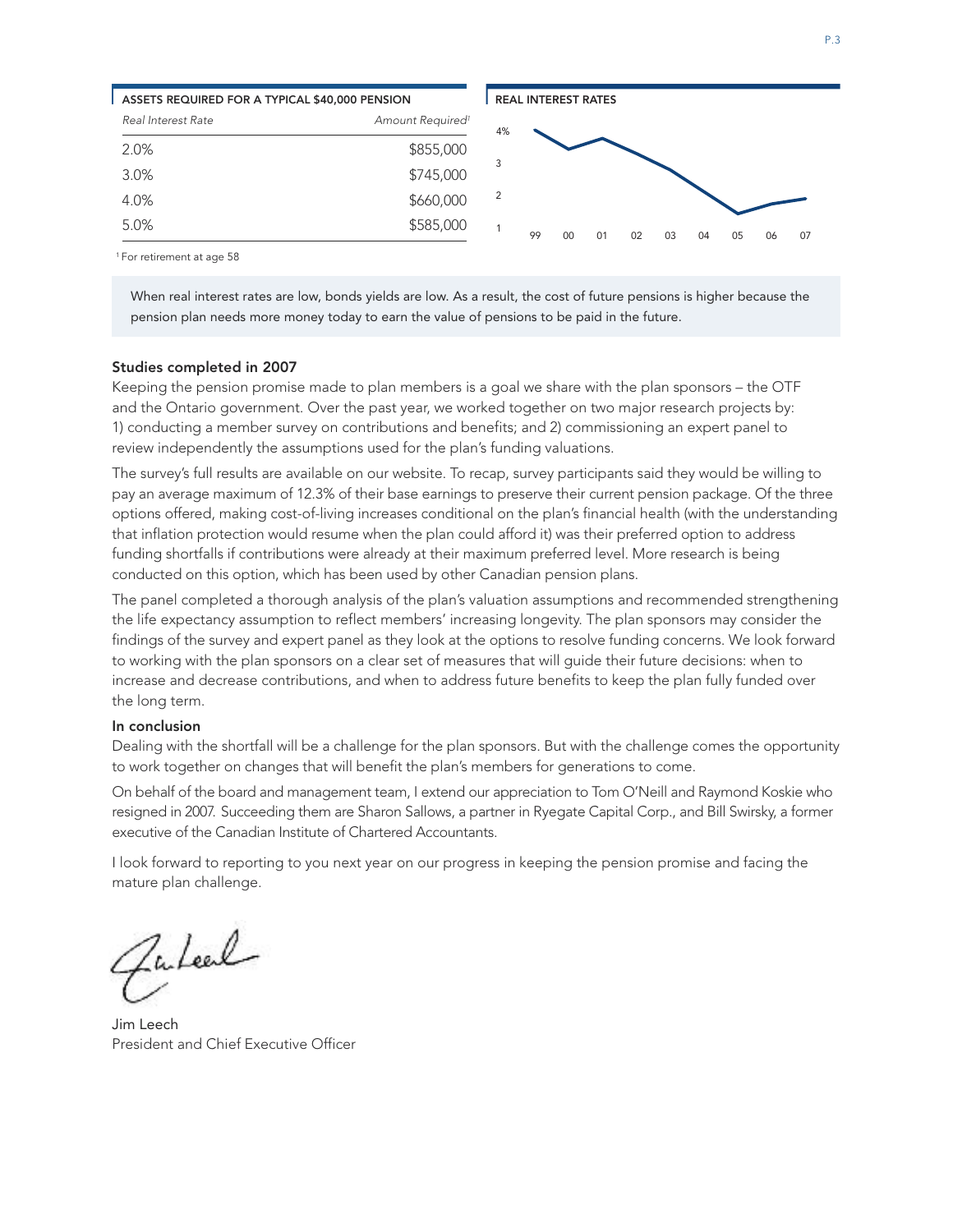#### ASSETS REQUIRED FOR A TYPICAL $40,000 PENSION

| *Real Interest Rate* | *Amount Required*[1] |
|---|---|
| 2.0% | $855,000 |
| 3.0% | $745,000 |
| 4.0% | $660,000 |
| 5.0% | $585,000 |

[1] For retirement at age 58

#### REAL INTEREST RATES

4%
3
2
1
99 00 01 02 03 04 05 06 07

When real interest rates are low, bonds yields are low. As a result, the cost of future pensions is higher because the pension plan needs more money today to earn the value of pensions to be paid in the future.

**Studies completed in 2007**

Keeping the pension promise made to plan members is a goal we share with the plan sponsors – the OTF and the Ontario government. Over the past year, we worked together on two major research projects by: 1) conducting a member survey on contributions and benefits; and 2) commissioning an expert panel to review independently the assumptions used for the plan's funding valuations.

The survey's full results are available on our website. To recap, survey participants said they would be willing to pay an average maximum of 12.3% of their base earnings to preserve their current pension package. Of the three options offered, making cost-of-living increases conditional on the plan's financial health (with the understanding that inflation protection would resume when the plan could afford it) was their preferred option to address funding shortfalls if contributions were already at their maximum preferred level. More research is being conducted on this option, which has been used by other Canadian pension plans.

The panel completed a thorough analysis of the plan's valuation assumptions and recommended strengthening the life expectancy assumption to reflect members' increasing longevity. The plan sponsors may consider the findings of the survey and expert panel as they look at the options to resolve funding concerns. We look forward to working with the plan sponsors on a clear set of measures that will guide their future decisions: when to increase and decrease contributions, and when to address future benefits to keep the plan fully funded over the long term.

**In conclusion**

Dealing with the shortfall will be a challenge for the plan sponsors. But with the challenge comes the opportunity to work together on changes that will benefit the plan's members for generations to come.

On behalf of the board and management team, I extend our appreciation to Tom O'Neill and Raymond Koskie who resigned in 2007. Succeeding them are Sharon Sallows, a partner in Ryegate Capital Corp., and Bill Swirsky, a former executive of the Canadian Institute of Chartered Accountants.

I look forward to reporting to you next year on our progress in keeping the pension promise and facing the mature plan challenge.

Jim Leech
President and Chief Executive Officer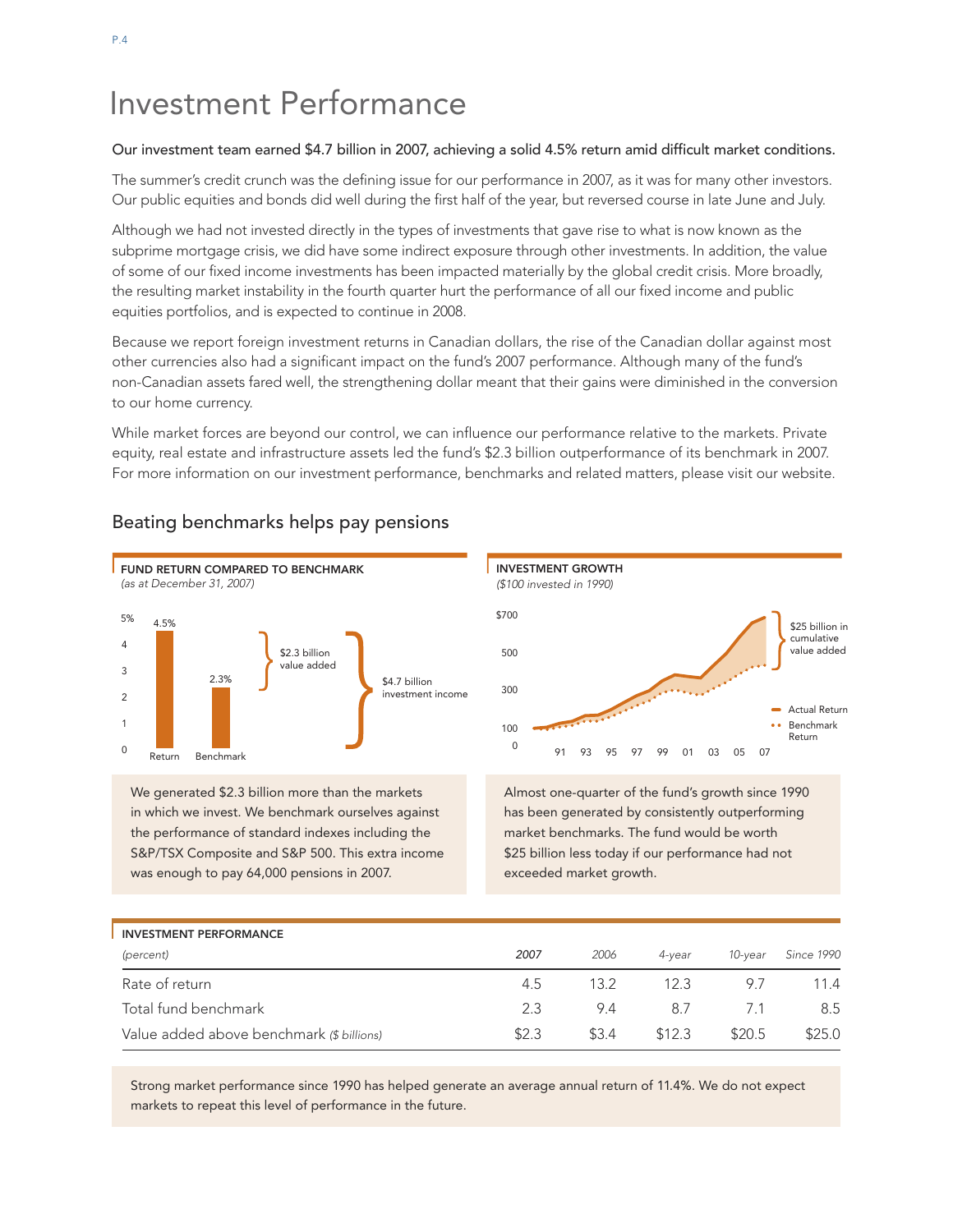// Investment Performance

# Investment Performance

**Our investment team earned $4.7 billion in 2007, achieving a solid 4.5% return amid difficult market conditions.**

The summer's credit crunch was the defining issue for our performance in 2007, as it was for many other investors. Our public equities and bonds did well during the first half of the year, but reversed course in late June and July.

Although we had not invested directly in the types of investments that gave rise to what is now known as the subprime mortgage crisis, we did have some indirect exposure through other investments. In addition, the value of some of our fixed income investments has been impacted materially by the global credit crisis. More broadly, the resulting market instability in the fourth quarter hurt the performance of all our fixed income and public equities portfolios, and is expected to continue in 2008.

Because we report foreign investment returns in Canadian dollars, the rise of the Canadian dollar against most other currencies also had a significant impact on the fund's 2007 performance. Although many of the fund's non-Canadian assets fared well, the strengthening dollar meant that their gains were diminished in the conversion to our home currency.

While market forces are beyond our control, we can influence our performance relative to the markets. Private equity, real estate and infrastructure assets led the fund's $2.3 billion outperformance of its benchmark in 2007. For more information on our investment performance, benchmarks and related matters, please visit our website.

## Beating benchmarks helps pay pensions

**FUND RETURN COMPARED TO BENCHMARK**
*(as at December 31, 2007)*

| | Return | Benchmark |
|---|---|---|
| % | 4.5% | 2.3% |

$2.3 billion value added

$4.7 billion investment income

We generated $2.3 billion more than the markets in which we invest. We benchmark ourselves against the performance of standard indexes including the S&P/TSX Composite and S&P 500. This extra income was enough to pay 64,000 pensions in 2007.

**INVESTMENT GROWTH**
*($100 invested in 1990)*

$25 billion in cumulative value added

Actual Return
Benchmark Return

Almost one-quarter of the fund's growth since 1990 has been generated by consistently outperforming market benchmarks. The fund would be worth $25 billion less today if our performance had not exceeded market growth.

**INVESTMENT PERFORMANCE**

| *(percent)* | *2007* | *2006* | *4-year* | *10-year* | *Since 1990* |
|---|---|---|---|---|---|
| Rate of return | 4.5 | 13.2 | 12.3 | 9.7 | 11.4 |
| Total fund benchmark | 2.3 | 9.4 | 8.7 | 7.1 | 8.5 |
| Value added above benchmark *($ billions)* | $2.3 | $3.4 | $12.3 | $20.5 | $25.0 |

Strong market performance since 1990 has helped generate an average annual return of 11.4%. We do not expect markets to repeat this level of performance in the future.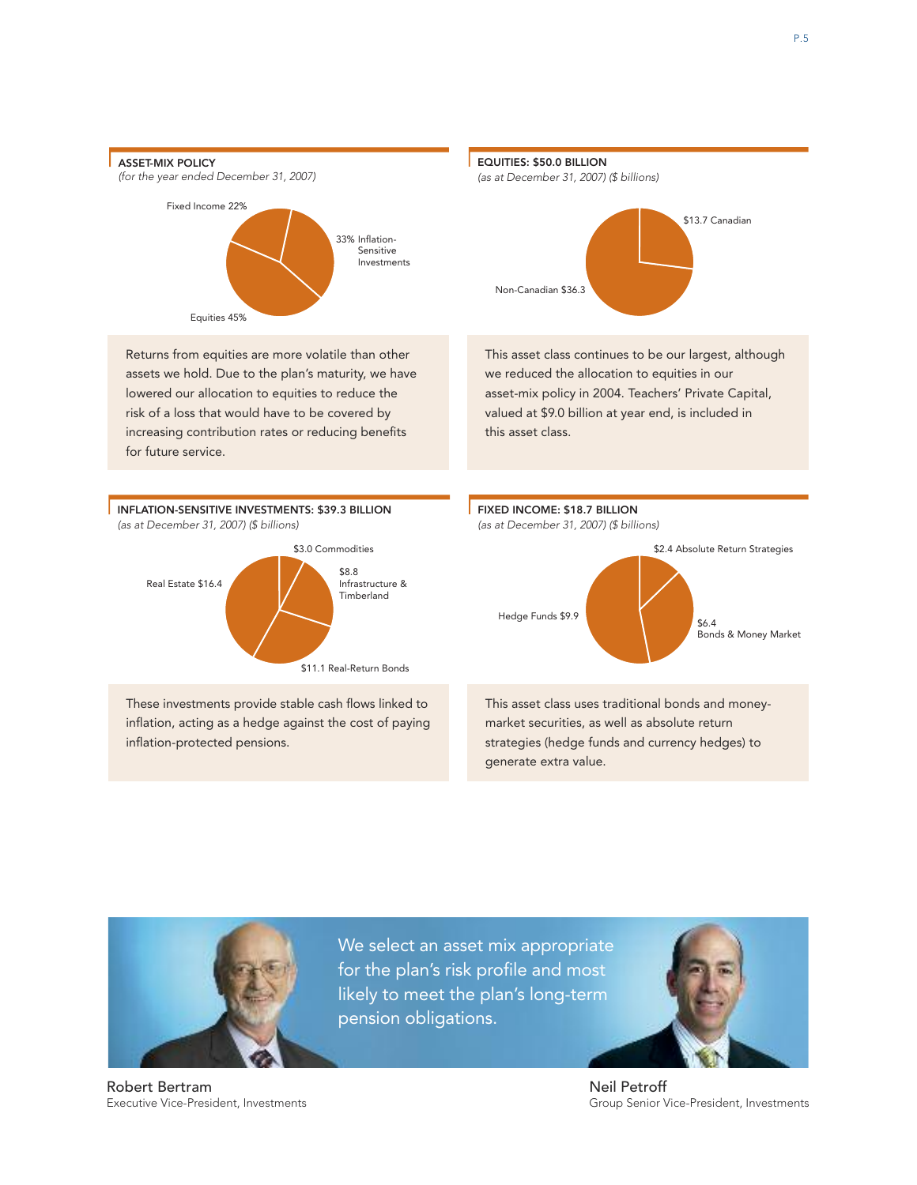## ASSET-MIX POLICY

*(for the year ended December 31, 2007)*

- Fixed Income 22%
- 33% Inflation-Sensitive Investments
- Equities 45%

Returns from equities are more volatile than other assets we hold. Due to the plan's maturity, we have lowered our allocation to equities to reduce the risk of a loss that would have to be covered by increasing contribution rates or reducing benefits for future service.

## EQUITIES: $50.0 BILLION

*(as at December 31, 2007) ($ billions)*

- $13.7 Canadian
- Non-Canadian $36.3

This asset class continues to be our largest, although we reduced the allocation to equities in our asset-mix policy in 2004. Teachers' Private Capital, valued at $9.0 billion at year end, is included in this asset class.

## INFLATION-SENSITIVE INVESTMENTS: $39.3 BILLION

*(as at December 31, 2007) ($ billions)*

- $3.0 Commodities
- $8.8 Infrastructure & Timberland
- $11.1 Real-Return Bonds
- Real Estate $16.4

These investments provide stable cash flows linked to inflation, acting as a hedge against the cost of paying inflation-protected pensions.

## FIXED INCOME: $18.7 BILLION

*(as at December 31, 2007) ($ billions)*

- $2.4 Absolute Return Strategies
- $6.4 Bonds & Money Market
- Hedge Funds $9.9

This asset class uses traditional bonds and money-market securities, as well as absolute return strategies (hedge funds and currency hedges) to generate extra value.

We select an asset mix appropriate for the plan's risk profile and most likely to meet the plan's long-term pension obligations.

Robert Bertram
Executive Vice-President, Investments

Neil Petroff
Group Senior Vice-President, Investments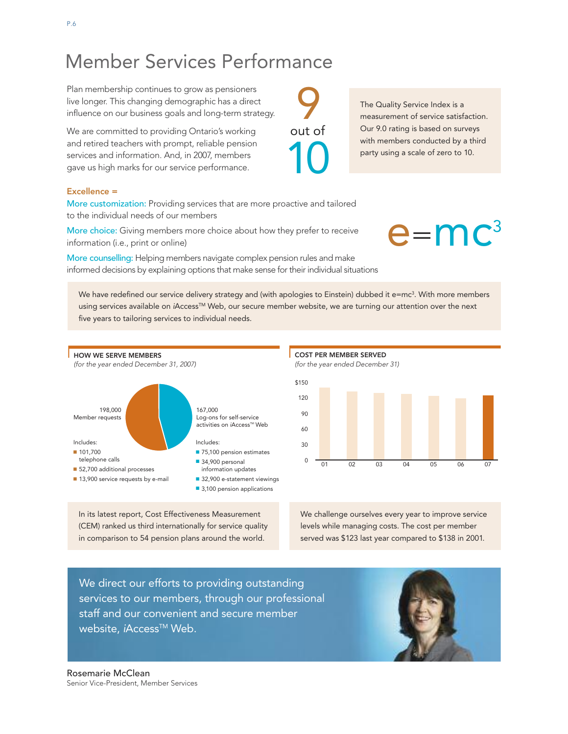# Member Services Performance

Plan membership continues to grow as pensioners live longer. This changing demographic has a direct influence on our business goals and long-term strategy.

We are committed to providing Ontario's working and retired teachers with prompt, reliable pension services and information. And, in 2007, members gave us high marks for our service performance.

**9 out of 10**

The Quality Service Index is a measurement of service satisfaction. Our 9.0 rating is based on surveys with members conducted by a third party using a scale of zero to 10.

**Excellence =**

More customization: Providing services that are more proactive and tailored to the individual needs of our members

More choice: Giving members more choice about how they prefer to receive information (i.e., print or online)

More counselling: Helping members navigate complex pension rules and make informed decisions by explaining options that make sense for their individual situations

**$e=mc^3$**

We have redefined our service delivery strategy and (with apologies to Einstein) dubbed it $e=mc^3$. With more members using services available on *i*Access™ Web, our secure member website, we are turning our attention over the next five years to tailoring services to individual needs.

### HOW WE SERVE MEMBERS

*(for the year ended December 31, 2007)*

198,000 Member requests

Includes:
- 101,700 telephone calls
- 52,700 additional processes
- 13,900 service requests by e-mail

167,000 Log-ons for self-service activities on *i*Access™ Web

Includes:
- 75,100 pension estimates
- 34,900 personal information updates
- 32,900 e-statement viewings
- 3,100 pension applications

### COST PER MEMBER SERVED

*(for the year ended December 31)*

| Year | 01 | 02 | 03 | 04 | 05 | 06 | 07 |
|---|---|---|---|---|---|---|---|
| Cost ($) | 138 | | | | | | 123 |

In its latest report, Cost Effectiveness Measurement (CEM) ranked us third internationally for service quality in comparison to 54 pension plans around the world.

We challenge ourselves every year to improve service levels while managing costs. The cost per member served was $123 last year compared to $138 in 2001.

We direct our efforts to providing outstanding services to our members, through our professional staff and our convenient and secure member website, *i*Access™ Web.

Rosemarie McClean
Senior Vice-President, Member Services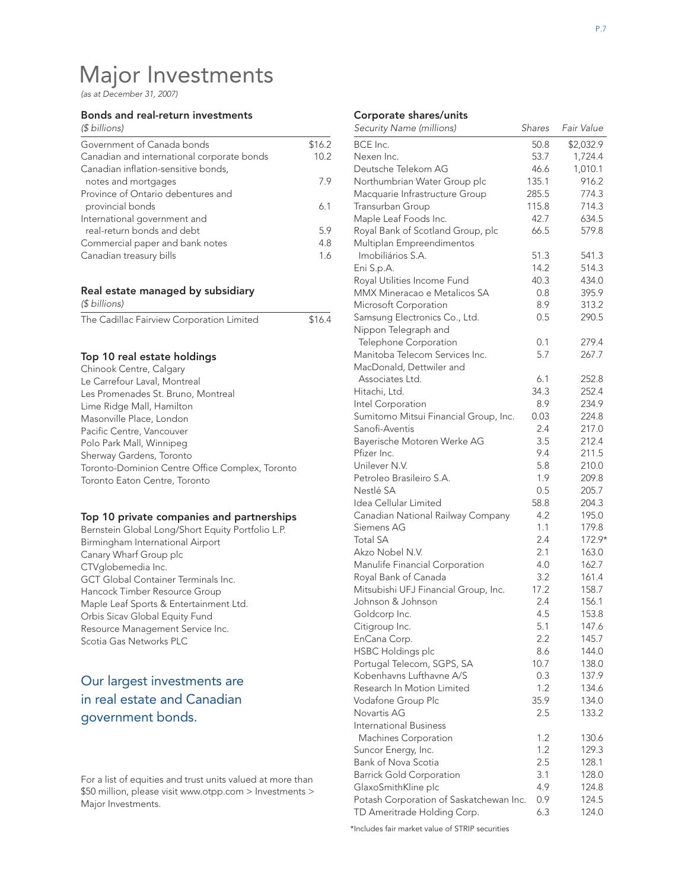# Major Investments

*(as at December 31, 2007)*

### Bonds and real-return investments

*($ billions)*

| | |
|---|---|
| Government of Canada bonds | $16.2 |
| Canadian and international corporate bonds | 10.2 |
| Canadian inflation-sensitive bonds, notes and mortgages | 7.9 |
| Province of Ontario debentures and provincial bonds | 6.1 |
| International government and real-return bonds and debt | 5.9 |
| Commercial paper and bank notes | 4.8 |
| Canadian treasury bills | 1.6 |

### Real estate managed by subsidiary

*($ billions)*

| | |
|---|---|
| The Cadillac Fairview Corporation Limited | $16.4 |

### Top 10 real estate holdings

Chinook Centre, Calgary
Le Carrefour Laval, Montreal
Les Promenades St. Bruno, Montreal
Lime Ridge Mall, Hamilton
Masonville Place, London
Pacific Centre, Vancouver
Polo Park Mall, Winnipeg
Sherway Gardens, Toronto
Toronto-Dominion Centre Office Complex, Toronto
Toronto Eaton Centre, Toronto

### Top 10 private companies and partnerships

Bernstein Global Long/Short Equity Portfolio L.P.
Birmingham International Airport
Canary Wharf Group plc
CTVglobemedia Inc.
GCT Global Container Terminals Inc.
Hancock Timber Resource Group
Maple Leaf Sports & Entertainment Ltd.
Orbis Sicav Global Equity Fund
Resource Management Service Inc.
Scotia Gas Networks PLC

## Our largest investments are in real estate and Canadian government bonds.

For a list of equities and trust units valued at more than $50 million, please visit www.otpp.com > Investments > Major Investments.

### Corporate shares/units

| Security Name (millions) | Shares | Fair Value |
|---|---|---|
| BCE Inc. | 50.8 | $2,032.9 |
| Nexen Inc. | 53.7 | 1,724.4 |
| Deutsche Telekom AG | 46.6 | 1,010.1 |
| Northumbrian Water Group plc | 135.1 | 916.2 |
| Macquarie Infrastructure Group | 285.5 | 774.3 |
| Transurban Group | 115.8 | 714.3 |
| Maple Leaf Foods Inc. | 42.7 | 634.5 |
| Royal Bank of Scotland Group, plc | 66.5 | 579.8 |
| Multiplan Empreendimentos Imobiliários S.A. | 51.3 | 541.3 |
| Eni S.p.A. | 14.2 | 514.3 |
| Royal Utilities Income Fund | 40.3 | 434.0 |
| MMX Mineracao e Metalicos SA | 0.8 | 395.9 |
| Microsoft Corporation | 8.9 | 313.2 |
| Samsung Electronics Co., Ltd. | 0.5 | 290.5 |
| Nippon Telegraph and Telephone Corporation | 0.1 | 279.4 |
| Manitoba Telecom Services Inc. | 5.7 | 267.7 |
| MacDonald, Dettwiler and Associates Ltd. | 6.1 | 252.8 |
| Hitachi, Ltd. | 34.3 | 252.4 |
| Intel Corporation | 8.9 | 234.9 |
| Sumitomo Mitsui Financial Group, Inc. | 0.03 | 224.8 |
| Sanofi-Aventis | 2.4 | 217.0 |
| Bayerische Motoren Werke AG | 3.5 | 212.4 |
| Pfizer Inc. | 9.4 | 211.5 |
| Unilever N.V. | 5.8 | 210.0 |
| Petroleo Brasileiro S.A. | 1.9 | 209.8 |
| Nestlé SA | 0.5 | 205.7 |
| Idea Cellular Limited | 58.8 | 204.3 |
| Canadian National Railway Company | 4.2 | 195.0 |
| Siemens AG | 1.1 | 179.8 |
| Total SA | 2.4 | 172.9* |
| Akzo Nobel N.V. | 2.1 | 163.0 |
| Manulife Financial Corporation | 4.0 | 162.7 |
| Royal Bank of Canada | 3.2 | 161.4 |
| Mitsubishi UFJ Financial Group, Inc. | 17.2 | 158.7 |
| Johnson & Johnson | 2.4 | 156.1 |
| Goldcorp Inc. | 4.5 | 153.8 |
| Citigroup Inc. | 5.1 | 147.6 |
| EnCana Corp. | 2.2 | 145.7 |
| HSBC Holdings plc | 8.6 | 144.0 |
| Portugal Telecom, SGPS, SA | 10.7 | 138.0 |
| Kobenhavns Lufthavne A/S | 0.3 | 137.9 |
| Research In Motion Limited | 1.2 | 134.6 |
| Vodafone Group Plc | 35.9 | 134.0 |
| Novartis AG | 2.5 | 133.2 |
| International Business Machines Corporation | 1.2 | 130.6 |
| Suncor Energy, Inc. | 1.2 | 129.3 |
| Bank of Nova Scotia | 2.5 | 128.1 |
| Barrick Gold Corporation | 3.1 | 128.0 |
| GlaxoSmithKline plc | 4.9 | 124.8 |
| Potash Corporation of Saskatchewan Inc. | 0.9 | 124.5 |
| TD Ameritrade Holding Corp. | 6.3 | 124.0 |

*Includes fair market value of STRIP securities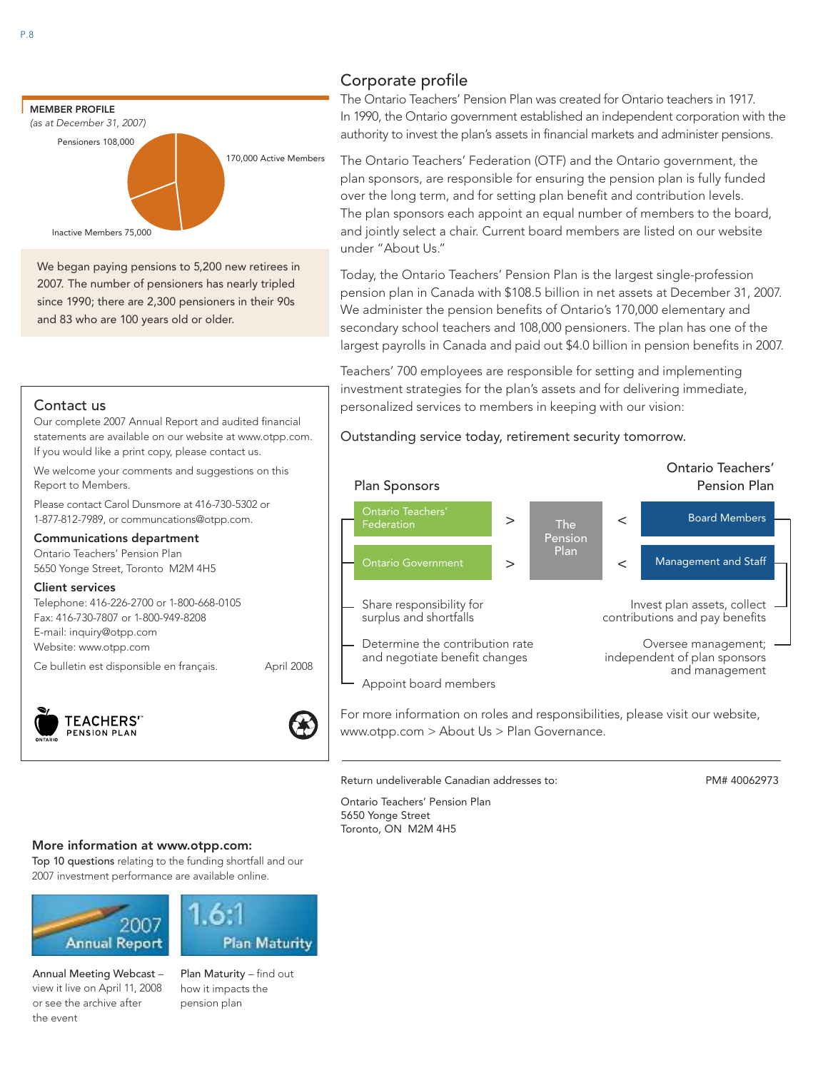**MEMBER PROFILE**
*(as at December 31, 2007)*

Pensioners 108,000

170,000 Active Members

Inactive Members 75,000

We began paying pensions to 5,200 new retirees in 2007. The number of pensioners has nearly tripled since 1990; there are 2,300 pensioners in their 90s and 83 who are 100 years old or older.

## Contact us

Our complete 2007 Annual Report and audited financial statements are available on our website at www.otpp.com. If you would like a print copy, please contact us.

We welcome your comments and suggestions on this Report to Members.

Please contact Carol Dunsmore at 416-730-5302 or 1-877-812-7989, or communcations@otpp.com.

**Communications department**
Ontario Teachers' Pension Plan
5650 Yonge Street, Toronto M2M 4H5

**Client services**
Telephone: 416-226-2700 or 1-800-668-0105
Fax: 416-730-7807 or 1-800-949-8208
E-mail: inquiry@otpp.com
Website: www.otpp.com

Ce bulletin est disponible en français.

April 2008

TEACHERS' PENSION PLAN
ONTARIO

**More information at www.otpp.com:**
Top 10 questions relating to the funding shortfall and our 2007 investment performance are available online.

2007 Annual Report

1.6:1 Plan Maturity

Annual Meeting Webcast – view it live on April 11, 2008 or see the archive after the event

Plan Maturity – find out how it impacts the pension plan

## Corporate profile

The Ontario Teachers' Pension Plan was created for Ontario teachers in 1917. In 1990, the Ontario government established an independent corporation with the authority to invest the plan's assets in financial markets and administer pensions.

The Ontario Teachers' Federation (OTF) and the Ontario government, the plan sponsors, are responsible for ensuring the pension plan is fully funded over the long term, and for setting plan benefit and contribution levels. The plan sponsors each appoint an equal number of members to the board, and jointly select a chair. Current board members are listed on our website under "About Us."

Today, the Ontario Teachers' Pension Plan is the largest single-profession pension plan in Canada with $108.5 billion in net assets at December 31, 2007. We administer the pension benefits of Ontario's 170,000 elementary and secondary school teachers and 108,000 pensioners. The plan has one of the largest payrolls in Canada and paid out $4.0 billion in pension benefits in 2007.

Teachers' 700 employees are responsible for setting and implementing investment strategies for the plan's assets and for delivering immediate, personalized services to members in keeping with our vision:

Outstanding service today, retirement security tomorrow.

Plan Sponsors

Ontario Teachers' Federation >

Ontario Government >

The Pension Plan

Ontario Teachers' Pension Plan

< Board Members

< Management and Staff

- Share responsibility for surplus and shortfalls
- Determine the contribution rate and negotiate benefit changes
- Appoint board members

- Invest plan assets, collect contributions and pay benefits
- Oversee management; independent of plan sponsors and management

For more information on roles and responsibilities, please visit our website, www.otpp.com > About Us > Plan Governance.

Return undeliverable Canadian addresses to:

PM# 40062973

Ontario Teachers' Pension Plan
5650 Yonge Street
Toronto, ON M2M 4H5